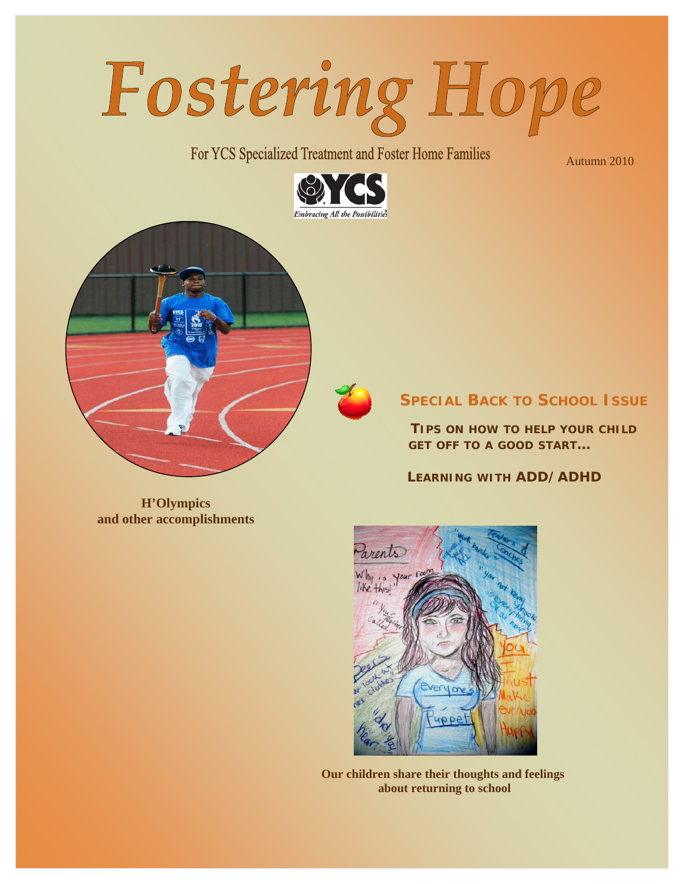# Fostering Hope

For YCS Specialized Treatment and Foster Home Families

Autumn 2010

*Embracing All the Possibilities*

**H'Olympics and other accomplishments**

**SPECIAL BACK TO SCHOOL ISSUE**

**TIPS ON HOW TO HELP YOUR CHILD GET OFF TO A GOOD START...**

**LEARNING WITH ADD/ADHD**

**Our children share their thoughts and feelings about returning to school**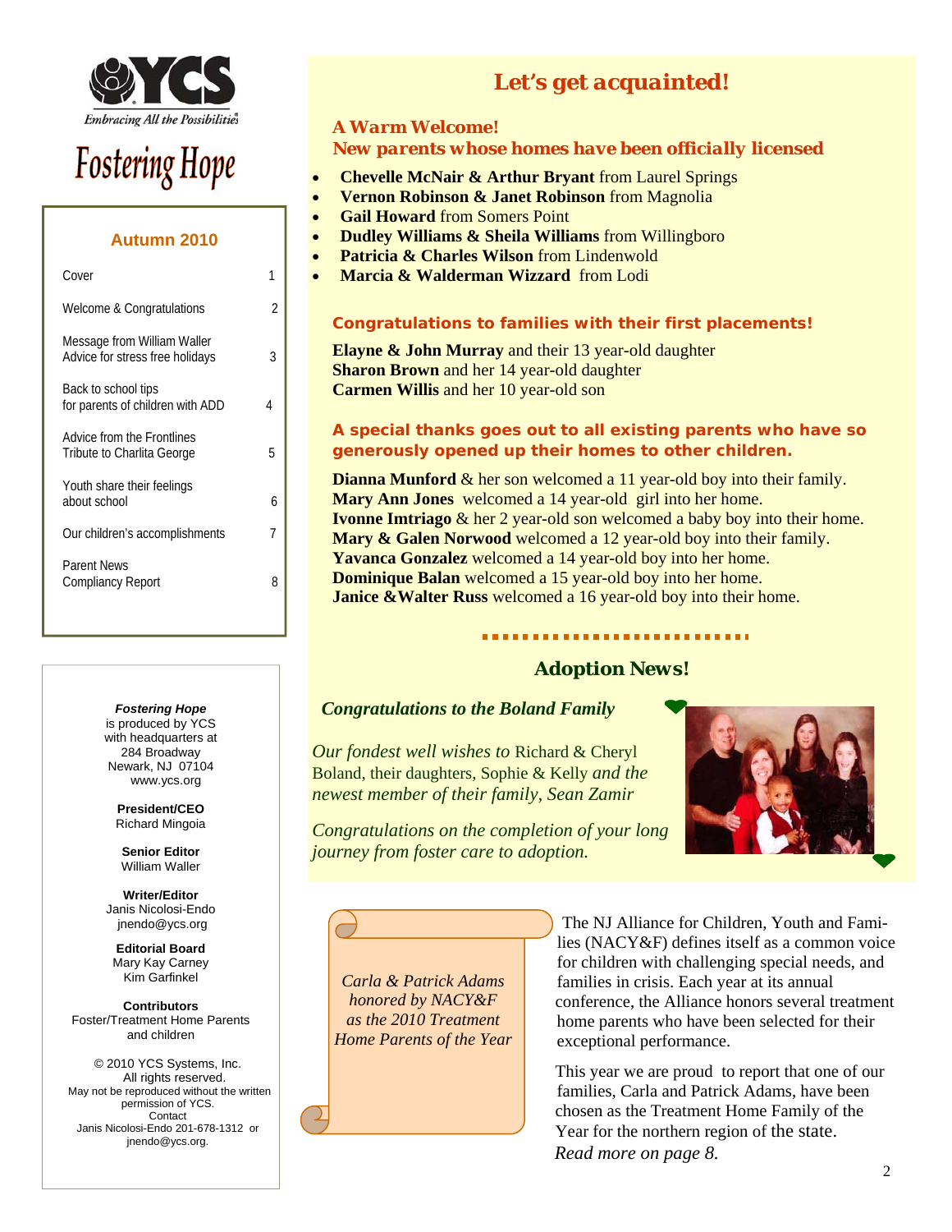Embracing All the Possibilities

# Fostering Hope

## Autumn 2010

| | |
|---|---|
| Cover | 1 |
| Welcome & Congratulations | 2 |
| Message from William Waller<br>Advice for stress free holidays | 3 |
| Back to school tips<br>for parents of children with ADD | 4 |
| Advice from the Frontlines<br>Tribute to Charlita George | 5 |
| Youth share their feelings<br>about school | 6 |
| Our children's accomplishments | 7 |
| Parent News<br>Compliancy Report | 8 |

***Fostering Hope*** is produced by YCS with headquarters at 284 Broadway Newark, NJ 07104 www.ycs.org

**President/CEO**
Richard Mingoia

**Senior Editor**
William Waller

**Writer/Editor**
Janis Nicolosi-Endo
jnendo@ycs.org

**Editorial Board**
Mary Kay Carney
Kim Garfinkel

**Contributors**
Foster/Treatment Home Parents and children

© 2010 YCS Systems, Inc.
All rights reserved.
May not be reproduced without the written permission of YCS.
Contact
Janis Nicolosi-Endo 201-678-1312 or jnendo@ycs.org.

## *Let's get acquainted!*

### *A Warm Welcome!*
### *New parents whose homes have been officially licensed*

- **Chevelle McNair & Arthur Bryant** from Laurel Springs
- **Vernon Robinson & Janet Robinson** from Magnolia
- **Gail Howard** from Somers Point
- **Dudley Williams & Sheila Williams** from Willingboro
- **Patricia & Charles Wilson** from Lindenwold
- **Marcia & Walderman Wizzard** from Lodi

### Congratulations to families with their first placements!

**Elayne & John Murray** and their 13 year-old daughter
**Sharon Brown** and her 14 year-old daughter
**Carmen Willis** and her 10 year-old son

### A special thanks goes out to all existing parents who have so generously opened up their homes to other children.

**Dianna Munford** & her son welcomed a 11 year-old boy into their family.
**Mary Ann Jones** welcomed a 14 year-old girl into her home.
**Ivonne Imtriago** & her 2 year-old son welcomed a baby boy into their home.
**Mary & Galen Norwood** welcomed a 12 year-old boy into their family.
**Yavanca Gonzalez** welcomed a 14 year-old boy into her home.
**Dominique Balan** welcomed a 15 year-old boy into her home.
**Janice &Walter Russ** welcomed a 16 year-old boy into their home.

## Adoption News!

### *Congratulations to the Boland Family*

*Our fondest well wishes to* Richard & Cheryl Boland, their daughters, Sophie & Kelly *and the newest member of their family, Sean Zamir*

*Congratulations on the completion of your long journey from foster care to adoption.*

*Carla & Patrick Adams honored by NACY&F as the 2010 Treatment Home Parents of the Year*

The NJ Alliance for Children, Youth and Families (NACY&F) defines itself as a common voice for children with challenging special needs, and families in crisis. Each year at its annual conference, the Alliance honors several treatment home parents who have been selected for their exceptional performance.

This year we are proud to report that one of our families, Carla and Patrick Adams, have been chosen as the Treatment Home Family of the Year for the northern region of the state. *Read more on page 8.*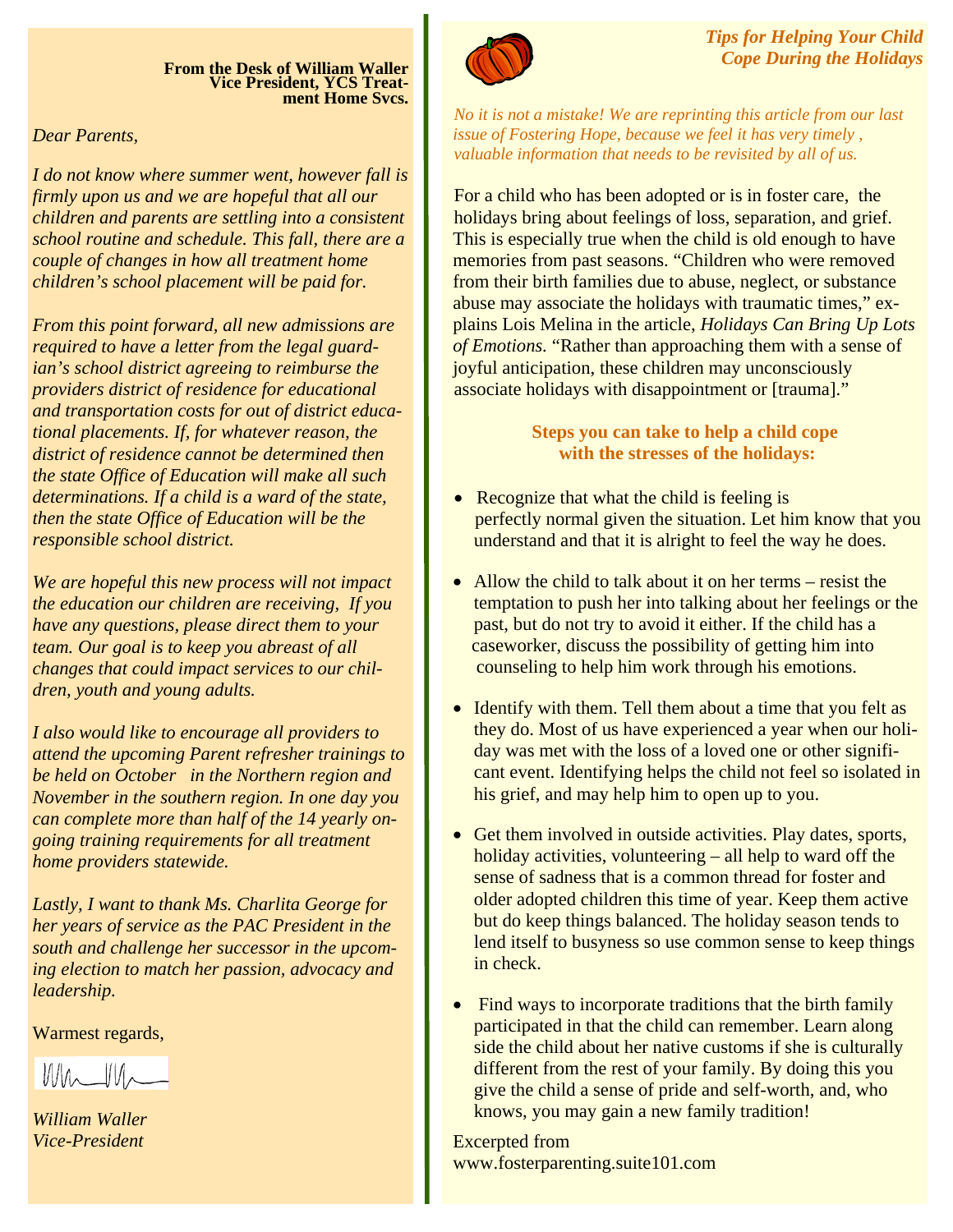**From the Desk of William Waller**
**Vice President, YCS Treatment Home Svcs.**

*Dear Parents,*

*I do not know where summer went, however fall is firmly upon us and we are hopeful that all our children and parents are settling into a consistent school routine and schedule. This fall, there are a couple of changes in how all treatment home children's school placement will be paid for.*

*From this point forward, all new admissions are required to have a letter from the legal guardian's school district agreeing to reimburse the providers district of residence for educational and transportation costs for out of district educational placements. If, for whatever reason, the district of residence cannot be determined then the state Office of Education will make all such determinations. If a child is a ward of the state, then the state Office of Education will be the responsible school district.*

*We are hopeful this new process will not impact the education our children are receiving, If you have any questions, please direct them to your team. Our goal is to keep you abreast of all changes that could impact services to our children, youth and young adults.*

*I also would like to encourage all providers to attend the upcoming Parent refresher trainings to be held on October in the Northern region and November in the southern region. In one day you can complete more than half of the 14 yearly ongoing training requirements for all treatment home providers statewide.*

*Lastly, I want to thank Ms. Charlita George for her years of service as the PAC President in the south and challenge her successor in the upcoming election to match her passion, advocacy and leadership.*

Warmest regards,

*William Waller*
*Vice-President*

## *Tips for Helping Your Child Cope During the Holidays*

*No it is not a mistake! We are reprinting this article from our last issue of Fostering Hope, because we feel it has very timely , valuable information that needs to be revisited by all of us.*

For a child who has been adopted or is in foster care, the holidays bring about feelings of loss, separation, and grief. This is especially true when the child is old enough to have memories from past seasons. "Children who were removed from their birth families due to abuse, neglect, or substance abuse may associate the holidays with traumatic times," explains Lois Melina in the article, *Holidays Can Bring Up Lots of Emotions.* "Rather than approaching them with a sense of joyful anticipation, these children may unconsciously associate holidays with disappointment or [trauma]."

**Steps you can take to help a child cope with the stresses of the holidays:**

- Recognize that what the child is feeling is perfectly normal given the situation. Let him know that you understand and that it is alright to feel the way he does.
- Allow the child to talk about it on her terms – resist the temptation to push her into talking about her feelings or the past, but do not try to avoid it either. If the child has a caseworker, discuss the possibility of getting him into counseling to help him work through his emotions.
- Identify with them. Tell them about a time that you felt as they do. Most of us have experienced a year when our holiday was met with the loss of a loved one or other significant event. Identifying helps the child not feel so isolated in his grief, and may help him to open up to you.
- Get them involved in outside activities. Play dates, sports, holiday activities, volunteering – all help to ward off the sense of sadness that is a common thread for foster and older adopted children this time of year. Keep them active but do keep things balanced. The holiday season tends to lend itself to busyness so use common sense to keep things in check.
- Find ways to incorporate traditions that the birth family participated in that the child can remember. Learn along side the child about her native customs if she is culturally different from the rest of your family. By doing this you give the child a sense of pride and self-worth, and, who knows, you may gain a new family tradition!

Excerpted from
www.fosterparenting.suite101.com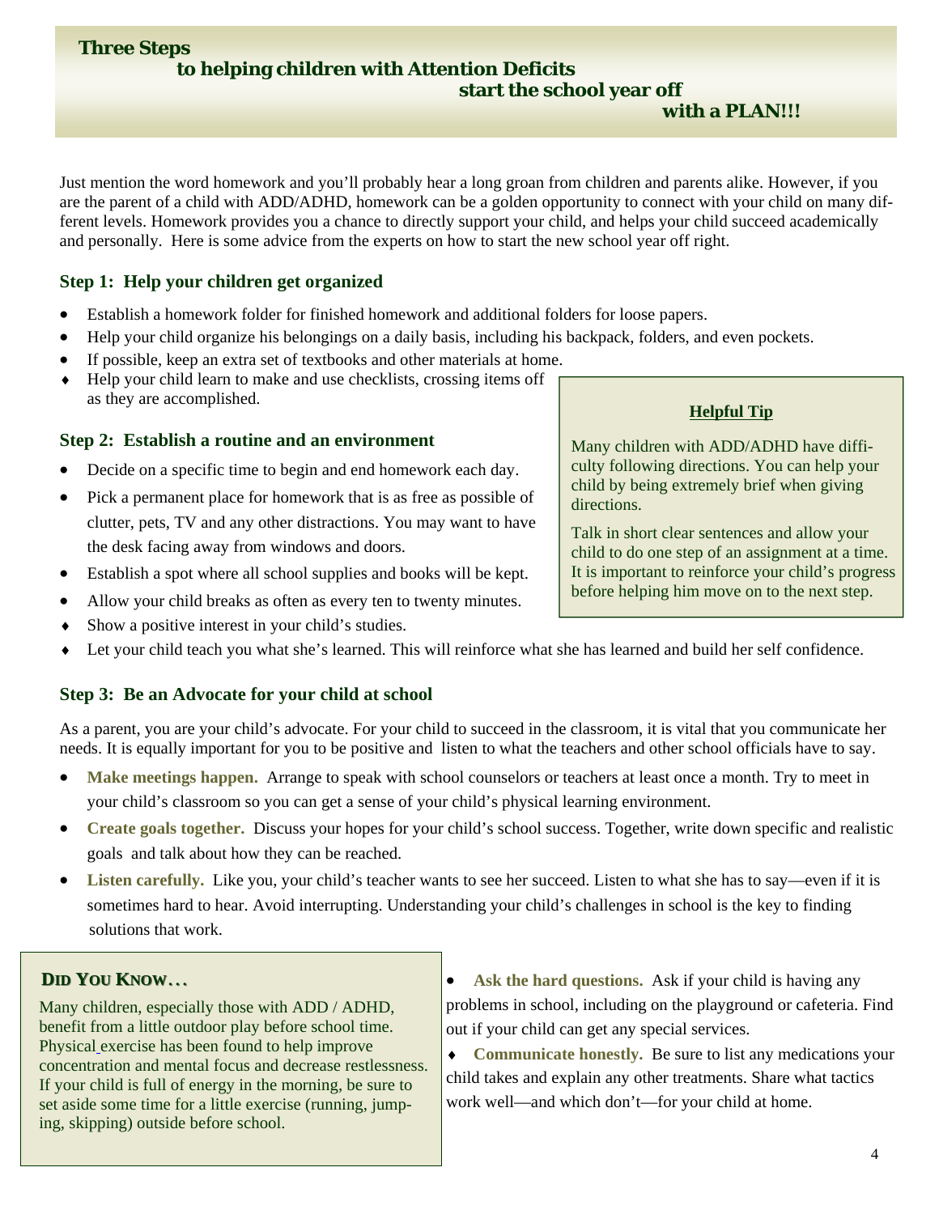# Three Steps to helping children with Attention Deficits start the school year off with a PLAN!!!

Just mention the word homework and you'll probably hear a long groan from children and parents alike. However, if you are the parent of a child with ADD/ADHD, homework can be a golden opportunity to connect with your child on many different levels. Homework provides you a chance to directly support your child, and helps your child succeed academically and personally. Here is some advice from the experts on how to start the new school year off right.

### Step 1: Help your children get organized

- Establish a homework folder for finished homework and additional folders for loose papers.
- Help your child organize his belongings on a daily basis, including his backpack, folders, and even pockets.
- If possible, keep an extra set of textbooks and other materials at home.
- Help your child learn to make and use checklists, crossing items off as they are accomplished.

### Step 2: Establish a routine and an environment

- Decide on a specific time to begin and end homework each day.
- Pick a permanent place for homework that is as free as possible of clutter, pets, TV and any other distractions. You may want to have the desk facing away from windows and doors.
- Establish a spot where all school supplies and books will be kept.
- Allow your child breaks as often as every ten to twenty minutes.
- Show a positive interest in your child's studies.
- Let your child teach you what she's learned. This will reinforce what she has learned and build her self confidence.

> **Helpful Tip**
>
> Many children with ADD/ADHD have difficulty following directions. You can help your child by being extremely brief when giving directions.
>
> Talk in short clear sentences and allow your child to do one step of an assignment at a time. It is important to reinforce your child's progress before helping him move on to the next step.

### Step 3: Be an Advocate for your child at school

As a parent, you are your child's advocate. For your child to succeed in the classroom, it is vital that you communicate her needs. It is equally important for you to be positive and listen to what the teachers and other school officials have to say.

- **Make meetings happen.** Arrange to speak with school counselors or teachers at least once a month. Try to meet in your child's classroom so you can get a sense of your child's physical learning environment.
- **Create goals together.** Discuss your hopes for your child's school success. Together, write down specific and realistic goals and talk about how they can be reached.
- **Listen carefully.** Like you, your child's teacher wants to see her succeed. Listen to what she has to say—even if it is sometimes hard to hear. Avoid interrupting. Understanding your child's challenges in school is the key to finding solutions that work.
- **Ask the hard questions.** Ask if your child is having any problems in school, including on the playground or cafeteria. Find out if your child can get any special services.
- **Communicate honestly.** Be sure to list any medications your child takes and explain any other treatments. Share what tactics work well—and which don't—for your child at home.

> **DID YOU KNOW…**
>
> Many children, especially those with ADD / ADHD, benefit from a little outdoor play before school time. Physical exercise has been found to help improve concentration and mental focus and decrease restlessness. If your child is full of energy in the morning, be sure to set aside some time for a little exercise (running, jumping, skipping) outside before school.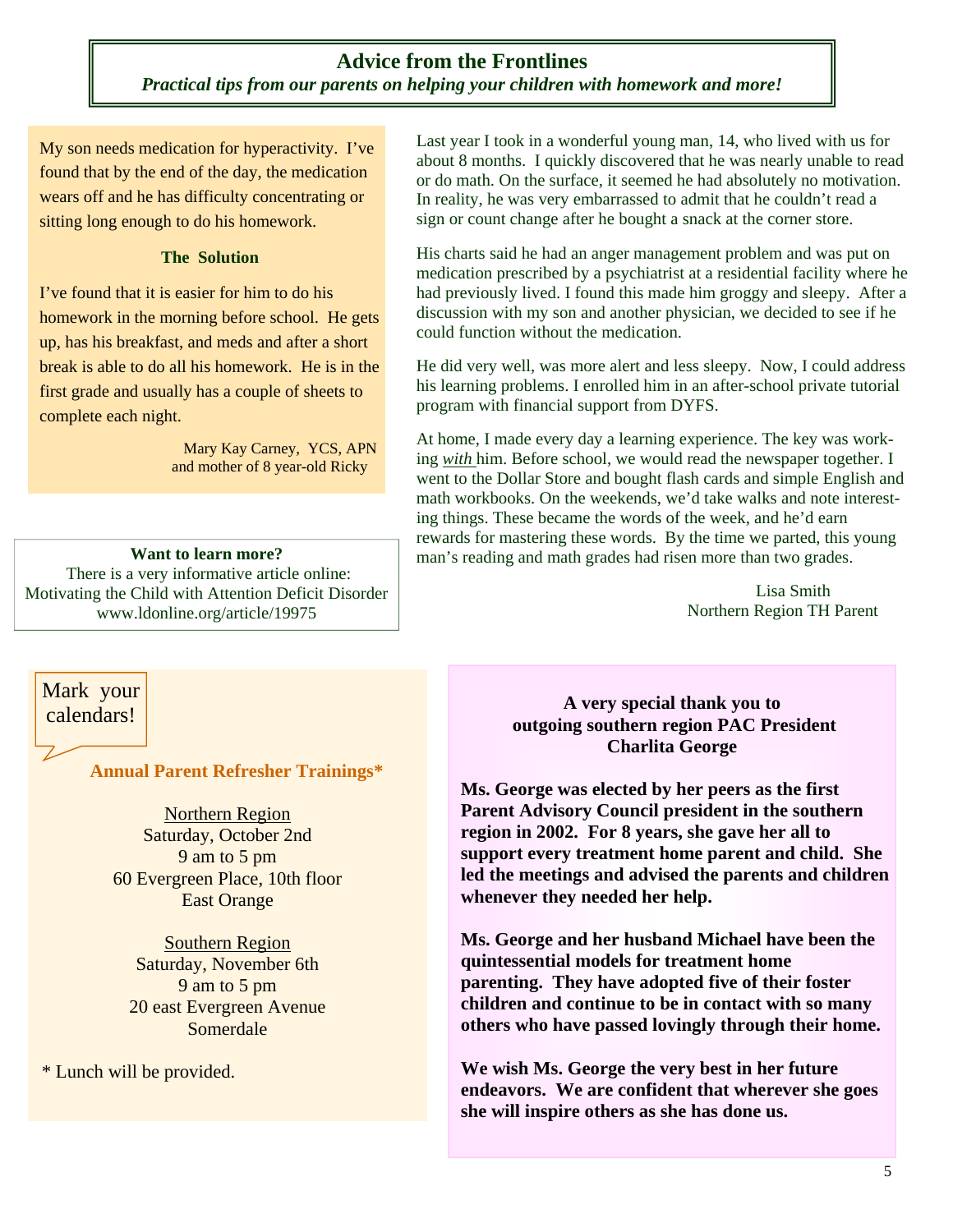## Advice from the Frontlines

*Practical tips from our parents on helping your children with homework and more!*

My son needs medication for hyperactivity. I've found that by the end of the day, the medication wears off and he has difficulty concentrating or sitting long enough to do his homework.

**The Solution**

I've found that it is easier for him to do his homework in the morning before school. He gets up, has his breakfast, and meds and after a short break is able to do all his homework. He is in the first grade and usually has a couple of sheets to complete each night.

Mary Kay Carney, YCS, APN
and mother of 8 year-old Ricky

**Want to learn more?**
There is a very informative article online:
Motivating the Child with Attention Deficit Disorder
www.ldonline.org/article/19975

Last year I took in a wonderful young man, 14, who lived with us for about 8 months. I quickly discovered that he was nearly unable to read or do math. On the surface, it seemed he had absolutely no motivation. In reality, he was very embarrassed to admit that he couldn't read a sign or count change after he bought a snack at the corner store.

His charts said he had an anger management problem and was put on medication prescribed by a psychiatrist at a residential facility where he had previously lived. I found this made him groggy and sleepy. After a discussion with my son and another physician, we decided to see if he could function without the medication.

He did very well, was more alert and less sleepy. Now, I could address his learning problems. I enrolled him in an after-school private tutorial program with financial support from DYFS.

At home, I made every day a learning experience. The key was working *with* him. Before school, we would read the newspaper together. I went to the Dollar Store and bought flash cards and simple English and math workbooks. On the weekends, we'd take walks and note interesting things. These became the words of the week, and he'd earn rewards for mastering these words. By the time we parted, this young man's reading and math grades had risen more than two grades.

Lisa Smith
Northern Region TH Parent

Mark your calendars!

### Annual Parent Refresher Trainings*

Northern Region
Saturday, October 2nd
9 am to 5 pm
60 Evergreen Place, 10th floor
East Orange

Southern Region
Saturday, November 6th
9 am to 5 pm
20 east Evergreen Avenue
Somerdale

\* Lunch will be provided.

**A very special thank you to outgoing southern region PAC President Charlita George**

**Ms. George was elected by her peers as the first Parent Advisory Council president in the southern region in 2002. For 8 years, she gave her all to support every treatment home parent and child. She led the meetings and advised the parents and children whenever they needed her help.**

**Ms. George and her husband Michael have been the quintessential models for treatment home parenting. They have adopted five of their foster children and continue to be in contact with so many others who have passed lovingly through their home.**

**We wish Ms. George the very best in her future endeavors. We are confident that wherever she goes she will inspire others as she has done us.**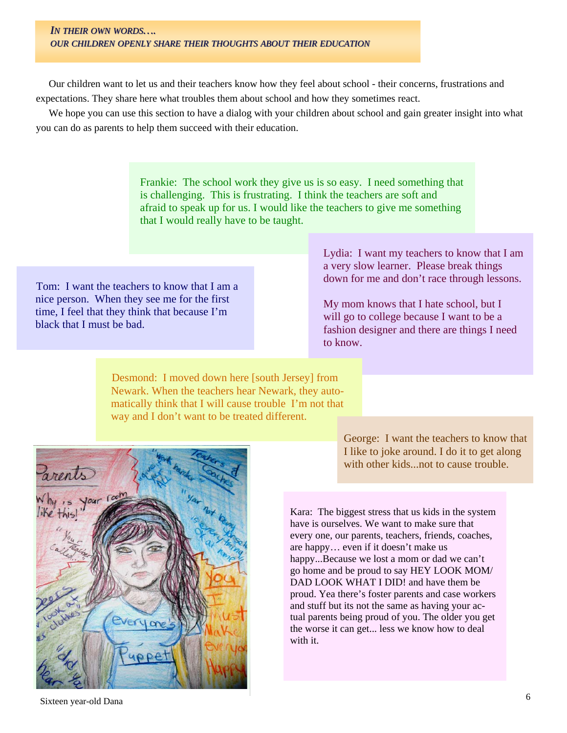*IN THEIR OWN WORDS….*
*OUR CHILDREN OPENLY SHARE THEIR THOUGHTS ABOUT THEIR EDUCATION*

Our children want to let us and their teachers know how they feel about school - their concerns, frustrations and expectations. They share here what troubles them about school and how they sometimes react.

We hope you can use this section to have a dialog with your children about school and gain greater insight into what you can do as parents to help them succeed with their education.

Frankie: The school work they give us is so easy. I need something that is challenging. This is frustrating. I think the teachers are soft and afraid to speak up for us. I would like the teachers to give me something that I would really have to be taught.

Lydia: I want my teachers to know that I am a very slow learner. Please break things down for me and don't race through lessons.

My mom knows that I hate school, but I will go to college because I want to be a fashion designer and there are things I need to know.

Tom: I want the teachers to know that I am a nice person. When they see me for the first time, I feel that they think that because I'm black that I must be bad.

Desmond: I moved down here [south Jersey] from Newark. When the teachers hear Newark, they automatically think that I will cause trouble I'm not that way and I don't want to be treated different.

George: I want the teachers to know that I like to joke around. I do it to get along with other kids...not to cause trouble.

Kara: The biggest stress that us kids in the system have is ourselves. We want to make sure that every one, our parents, teachers, friends, coaches, are happy… even if it doesn't make us happy...Because we lost a mom or dad we can't go home and be proud to say HEY LOOK MOM/ DAD LOOK WHAT I DID! and have them be proud. Yea there's foster parents and case workers and stuff but its not the same as having your actual parents being proud of you. The older you get the worse it can get... less we know how to deal with it.

Sixteen year-old Dana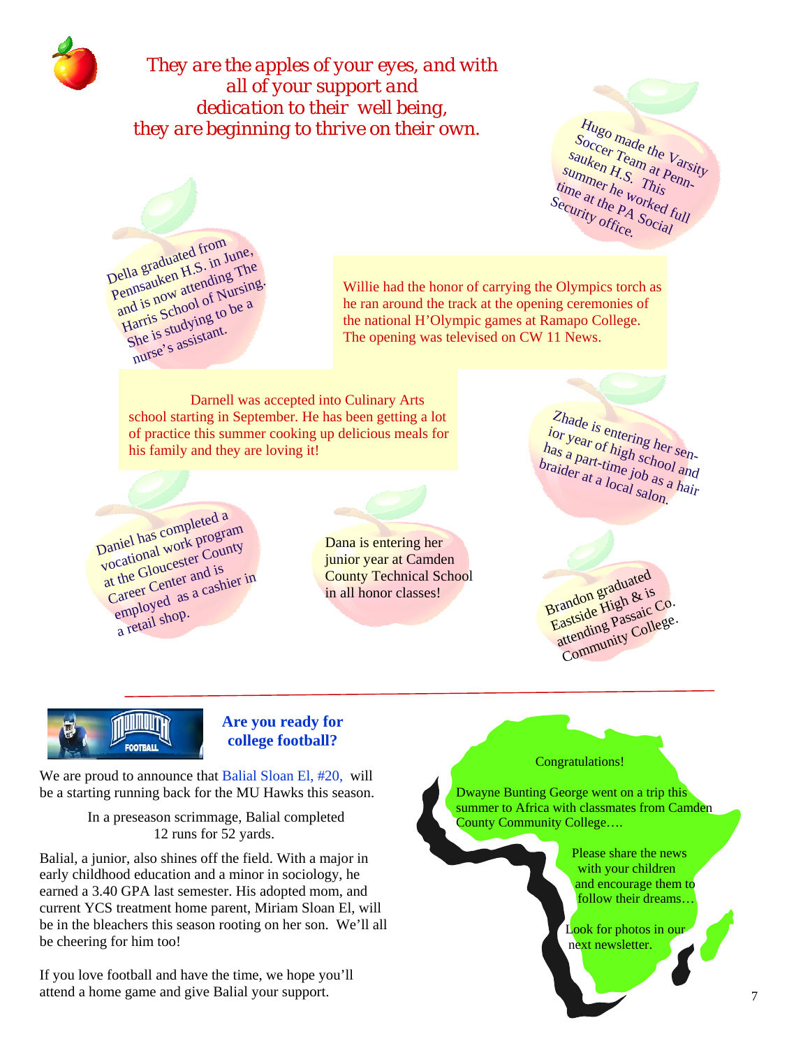*They are the apples of your eyes, and with all of your support and dedication to their well being, they are beginning to thrive on their own.*

Hugo made the Varsity Soccer Team at Pennsauken H.S. This summer he worked full time at the PA Social Security office.

Della graduated from Pennsauken H.S. in June, and is now attending The Harris School of Nursing. She is studying to be a nurse's assistant.

Willie had the honor of carrying the Olympics torch as he ran around the track at the opening ceremonies of the national H'Olympic games at Ramapo College. The opening was televised on CW 11 News.

Darnell was accepted into Culinary Arts school starting in September. He has been getting a lot of practice this summer cooking up delicious meals for his family and they are loving it!

Zhade is entering her senior year of high school and has a part-time job as a hair braider at a local salon.

Daniel has completed a vocational work program at the Gloucester County Career Center and is employed as a cashier in a retail shop.

Dana is entering her junior year at Camden County Technical School in all honor classes!

Brandon graduated Eastside High & is attending Passaic Co. Community College.

---

## Are you ready for college football?

We are proud to announce that Balial Sloan El, #20, will be a starting running back for the MU Hawks this season.

In a preseason scrimmage, Balial completed 12 runs for 52 yards.

Balial, a junior, also shines off the field. With a major in early childhood education and a minor in sociology, he earned a 3.40 GPA last semester. His adopted mom, and current YCS treatment home parent, Miriam Sloan El, will be in the bleachers this season rooting on her son. We'll all be cheering for him too!

If you love football and have the time, we hope you'll attend a home game and give Balial your support.

Congratulations!

Dwayne Bunting George went on a trip this summer to Africa with classmates from Camden County Community College….

Please share the news with your children and encourage them to follow their dreams…

Look for photos in our next newsletter.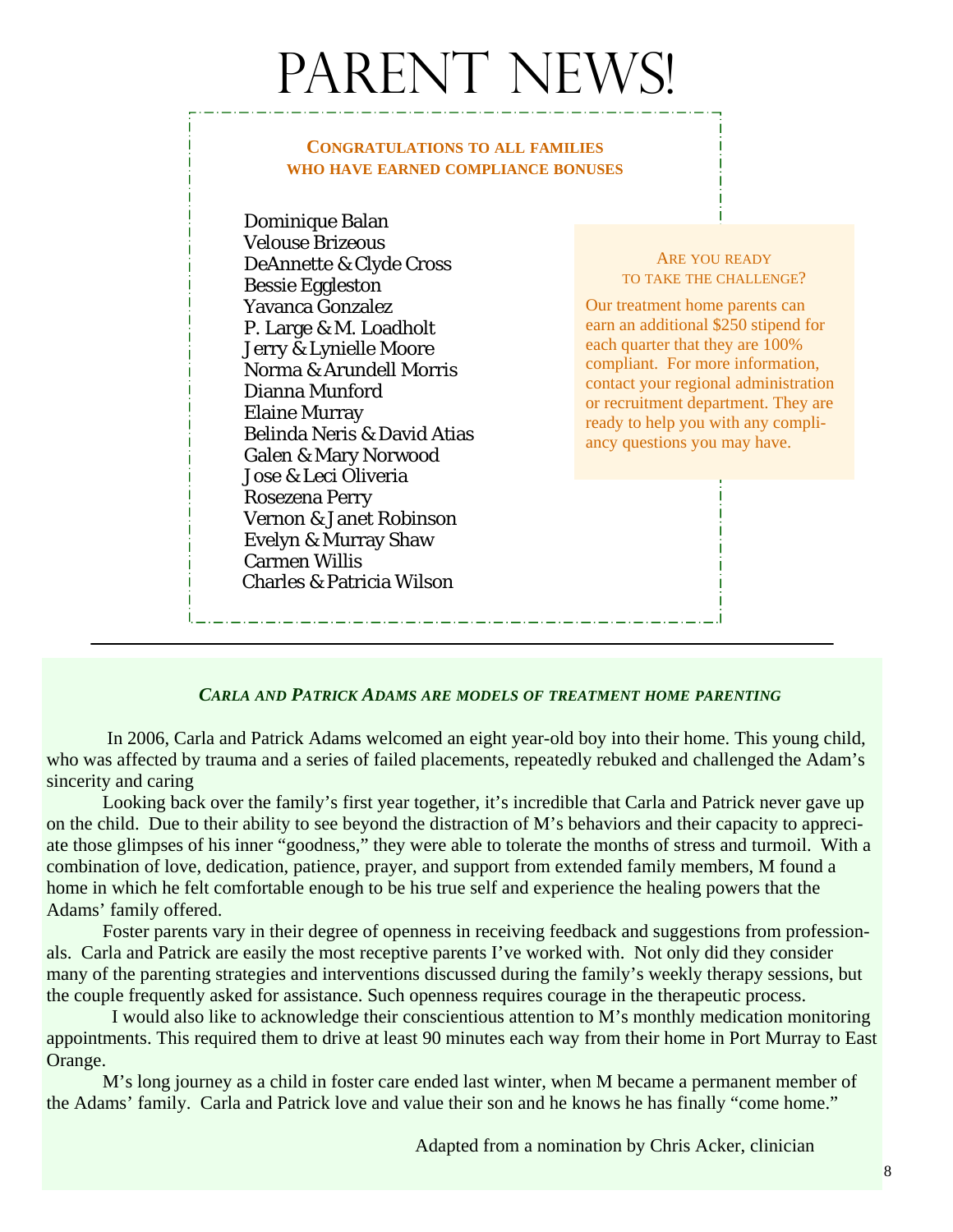# Parent News!

**Congratulations to all families who have earned compliance bonuses**

Dominique Balan
Velouse Brizeous
DeAnnette & Clyde Cross
Bessie Eggleston
Yavanca Gonzalez
P. Large & M. Loadholt
Jerry & Lynielle Moore
Norma & Arundell Morris
Dianna Munford
Elaine Murray
Belinda Neris & David Atias
Galen & Mary Norwood
Jose & Leci Oliveria
Rosezena Perry
Vernon & Janet Robinson
Evelyn & Murray Shaw
Carmen Willis
Charles & Patricia Wilson

**Are you ready to take the challenge?**

Our treatment home parents can earn an additional $250 stipend for each quarter that they are 100% compliant. For more information, contact your regional administration or recruitment department. They are ready to help you with any compliancy questions you may have.

---

***Carla and Patrick Adams are models of treatment home parenting***

In 2006, Carla and Patrick Adams welcomed an eight year-old boy into their home. This young child, who was affected by trauma and a series of failed placements, repeatedly rebuked and challenged the Adam's sincerity and caring

Looking back over the family's first year together, it's incredible that Carla and Patrick never gave up on the child. Due to their ability to see beyond the distraction of M's behaviors and their capacity to appreciate those glimpses of his inner "goodness," they were able to tolerate the months of stress and turmoil. With a combination of love, dedication, patience, prayer, and support from extended family members, M found a home in which he felt comfortable enough to be his true self and experience the healing powers that the Adams' family offered.

Foster parents vary in their degree of openness in receiving feedback and suggestions from professionals. Carla and Patrick are easily the most receptive parents I've worked with. Not only did they consider many of the parenting strategies and interventions discussed during the family's weekly therapy sessions, but the couple frequently asked for assistance. Such openness requires courage in the therapeutic process.

I would also like to acknowledge their conscientious attention to M's monthly medication monitoring appointments. This required them to drive at least 90 minutes each way from their home in Port Murray to East Orange.

M's long journey as a child in foster care ended last winter, when M became a permanent member of the Adams' family. Carla and Patrick love and value their son and he knows he has finally "come home."

Adapted from a nomination by Chris Acker, clinician